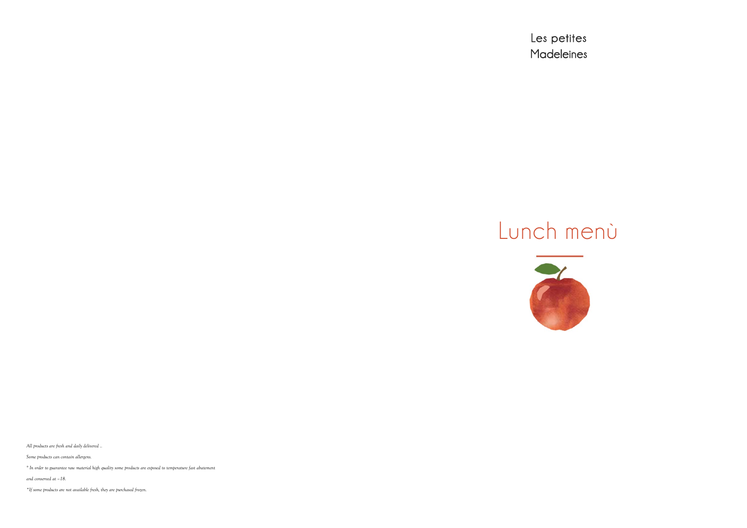*All products are fresh and daily delivered ..*

*Some products can contain allergens.*

*° In order to guarantee raw material high quality some products are exposed to temperature fast abatement and conserved at –18.*

*\*If some products are not available fresh, they are purchased frozen.*

Les petites Madeleines

# Lunch menù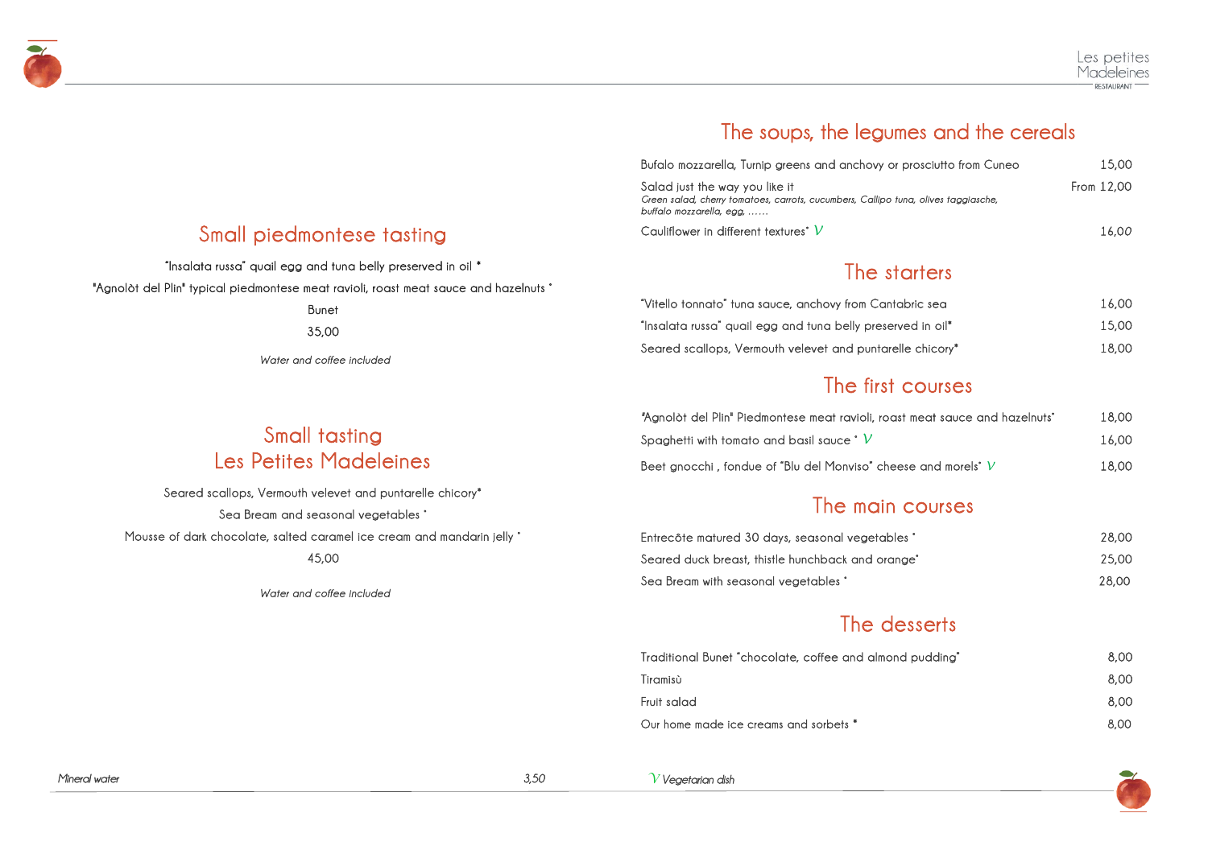## Small piedmontese tasting

"Insalata russa" quail egg and tuna belly preserved in oil *

"Agnolòt del Plin" typical piedmontese meat ravioli, roast meat sauce and hazelnuts *

Bunet

35,00

*Water and coffee included*

## Small tasting Les Petites Madeleines

Seared scallops, Vermouth velevet and puntarelle chicory*

Sea Bream and seasonal vegetables *

Mousse of dark chocolate, salted caramel ice cream and mandarin jelly *

45,00

*Water and coffee included*

*Mineral water* 3,50

## The soups, the legumes and the cereals

| | |
|---|---|
| Bufalo mozzarella, Turnip greens and anchovy or prosciutto from Cuneo | 15,00 |
| Salad just the way you like it<br>*Green salad, cherry tomatoes, carrots, cucumbers, Callipo tuna, olives taggiasche, buffalo mozzarella, egg, ……* | From 12,00 |
| Cauliflower in different textures* *V* | 16,00 |

## The starters

| | |
|---|---|
| "Vitello tonnato" tuna sauce, anchovy from Cantabric sea | 16,00 |
| "Insalata russa" quail egg and tuna belly preserved in oil* | 15,00 |
| Seared scallops, Vermouth velevet and puntarelle chicory* | 18,00 |

## The first courses

| | |
|---|---|
| "Agnolòt del Plin" Piedmontese meat ravioli, roast meat sauce and hazelnuts* | 18,00 |
| Spaghetti with tomato and basil sauce * *V* | 16,00 |
| Beet gnocchi , fondue of "Blu del Monviso" cheese and morels* *V* | 18,00 |

## The main courses

| | |
|---|---|
| Entrecôte matured 30 days, seasonal vegetables * | 28,00 |
| Seared duck breast, thistle hunchback and orange* | 25,00 |
| Sea Bream with seasonal vegetables * | 28,00 |

## The desserts

| | |
|---|---|
| Traditional Bunet "chocolate, coffee and almond pudding" | 8,00 |
| Tiramisù | 8,00 |
| Fruit salad | 8,00 |
| Our home made ice creams and sorbets * | 8,00 |

*V Vegetarian dish*